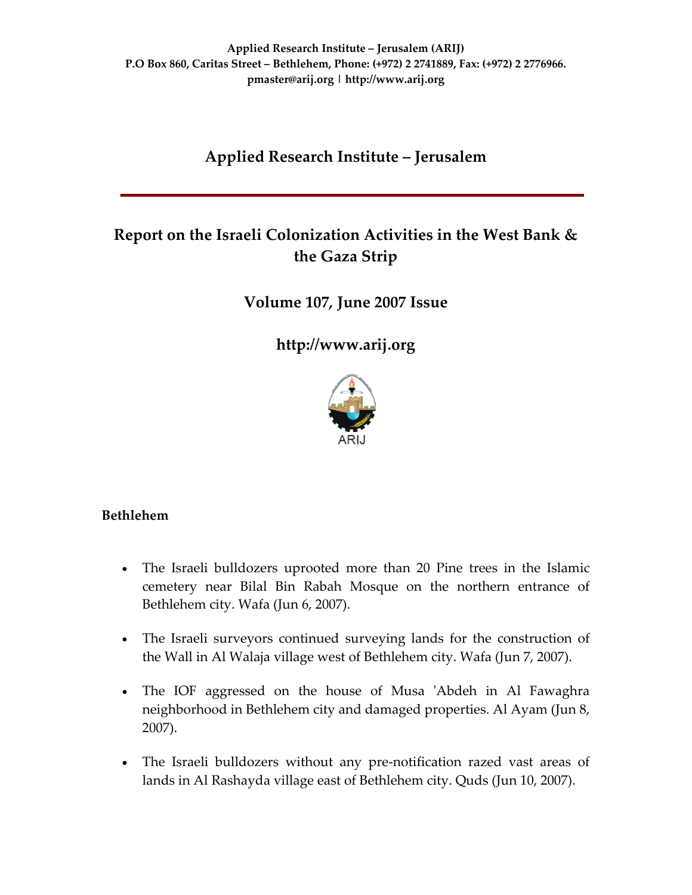**Applied Research Institute – Jerusalem (ARIJ)**
**P.O Box 860, Caritas Street – Bethlehem, Phone: (+972) 2 2741889, Fax: (+972) 2 2776966.**
**pmaster@arij.org | http://www.arij.org**

# Applied Research Institute – Jerusalem

## Report on the Israeli Colonization Activities in the West Bank & the Gaza Strip

## Volume 107, June 2007 Issue

## http://www.arij.org

ARIJ

### Bethlehem

- The Israeli bulldozers uprooted more than 20 Pine trees in the Islamic cemetery near Bilal Bin Rabah Mosque on the northern entrance of Bethlehem city. Wafa (Jun 6, 2007).

- The Israeli surveyors continued surveying lands for the construction of the Wall in Al Walaja village west of Bethlehem city. Wafa (Jun 7, 2007).

- The IOF aggressed on the house of Musa 'Abdeh in Al Fawaghra neighborhood in Bethlehem city and damaged properties. Al Ayam (Jun 8, 2007).

- The Israeli bulldozers without any pre-notification razed vast areas of lands in Al Rashayda village east of Bethlehem city. Quds (Jun 10, 2007).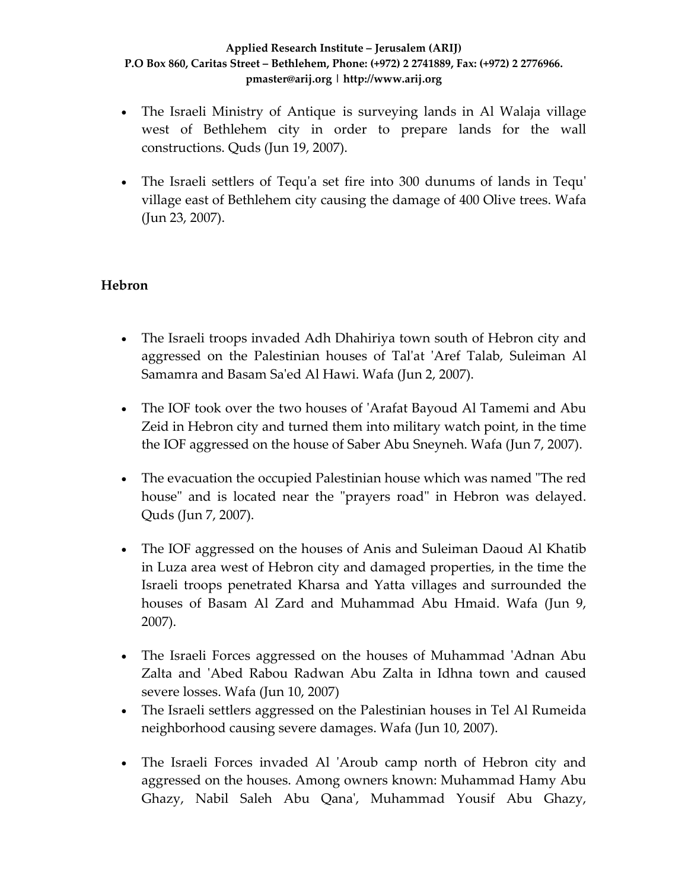- The Israeli Ministry of Antique is surveying lands in Al Walaja village west of Bethlehem city in order to prepare lands for the wall constructions. Quds (Jun 19, 2007).

- The Israeli settlers of Tequ'a set fire into 300 dunums of lands in Tequ' village east of Bethlehem city causing the damage of 400 Olive trees. Wafa (Jun 23, 2007).

## Hebron

- The Israeli troops invaded Adh Dhahiriya town south of Hebron city and aggressed on the Palestinian houses of Tal'at 'Aref Talab, Suleiman Al Samamra and Basam Sa'ed Al Hawi. Wafa (Jun 2, 2007).

- The IOF took over the two houses of 'Arafat Bayoud Al Tamemi and Abu Zeid in Hebron city and turned them into military watch point, in the time the IOF aggressed on the house of Saber Abu Sneyneh. Wafa (Jun 7, 2007).

- The evacuation the occupied Palestinian house which was named "The red house" and is located near the "prayers road" in Hebron was delayed. Quds (Jun 7, 2007).

- The IOF aggressed on the houses of Anis and Suleiman Daoud Al Khatib in Luza area west of Hebron city and damaged properties, in the time the Israeli troops penetrated Kharsa and Yatta villages and surrounded the houses of Basam Al Zard and Muhammad Abu Hmaid. Wafa (Jun 9, 2007).

- The Israeli Forces aggressed on the houses of Muhammad 'Adnan Abu Zalta and 'Abed Rabou Radwan Abu Zalta in Idhna town and caused severe losses. Wafa (Jun 10, 2007)
- The Israeli settlers aggressed on the Palestinian houses in Tel Al Rumeida neighborhood causing severe damages. Wafa (Jun 10, 2007).

- The Israeli Forces invaded Al 'Aroub camp north of Hebron city and aggressed on the houses. Among owners known: Muhammad Hamy Abu Ghazy, Nabil Saleh Abu Qana', Muhammad Yousif Abu Ghazy,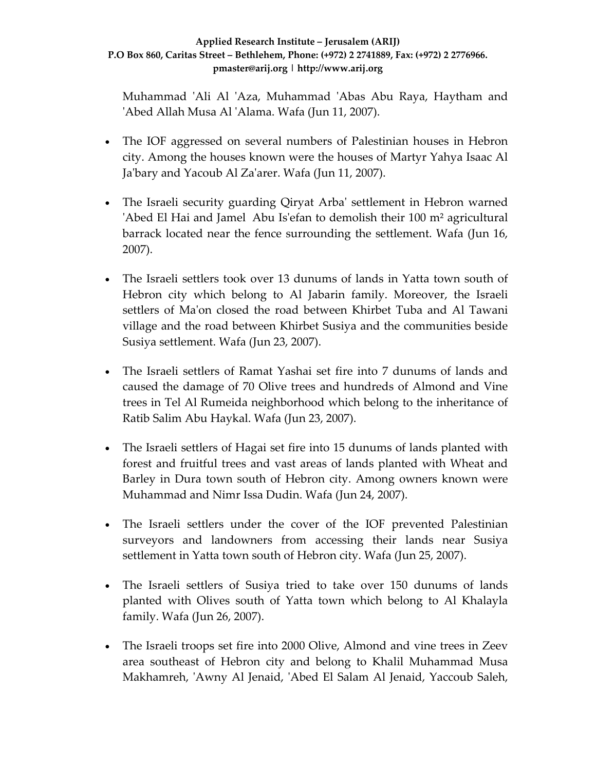Muhammad 'Ali Al 'Aza, Muhammad 'Abas Abu Raya, Haytham and 'Abed Allah Musa Al 'Alama. Wafa (Jun 11, 2007).

- The IOF aggressed on several numbers of Palestinian houses in Hebron city. Among the houses known were the houses of Martyr Yahya Isaac Al Ja'bary and Yacoub Al Za'arer. Wafa (Jun 11, 2007).

- The Israeli security guarding Qiryat Arba' settlement in Hebron warned 'Abed El Hai and Jamel Abu Is'efan to demolish their 100 m² agricultural barrack located near the fence surrounding the settlement. Wafa (Jun 16, 2007).

- The Israeli settlers took over 13 dunums of lands in Yatta town south of Hebron city which belong to Al Jabarin family. Moreover, the Israeli settlers of Ma'on closed the road between Khirbet Tuba and Al Tawani village and the road between Khirbet Susiya and the communities beside Susiya settlement. Wafa (Jun 23, 2007).

- The Israeli settlers of Ramat Yashai set fire into 7 dunums of lands and caused the damage of 70 Olive trees and hundreds of Almond and Vine trees in Tel Al Rumeida neighborhood which belong to the inheritance of Ratib Salim Abu Haykal. Wafa (Jun 23, 2007).

- The Israeli settlers of Hagai set fire into 15 dunums of lands planted with forest and fruitful trees and vast areas of lands planted with Wheat and Barley in Dura town south of Hebron city. Among owners known were Muhammad and Nimr Issa Dudin. Wafa (Jun 24, 2007).

- The Israeli settlers under the cover of the IOF prevented Palestinian surveyors and landowners from accessing their lands near Susiya settlement in Yatta town south of Hebron city. Wafa (Jun 25, 2007).

- The Israeli settlers of Susiya tried to take over 150 dunums of lands planted with Olives south of Yatta town which belong to Al Khalayla family. Wafa (Jun 26, 2007).

- The Israeli troops set fire into 2000 Olive, Almond and vine trees in Zeev area southeast of Hebron city and belong to Khalil Muhammad Musa Makhamreh, 'Awny Al Jenaid, 'Abed El Salam Al Jenaid, Yaccoub Saleh,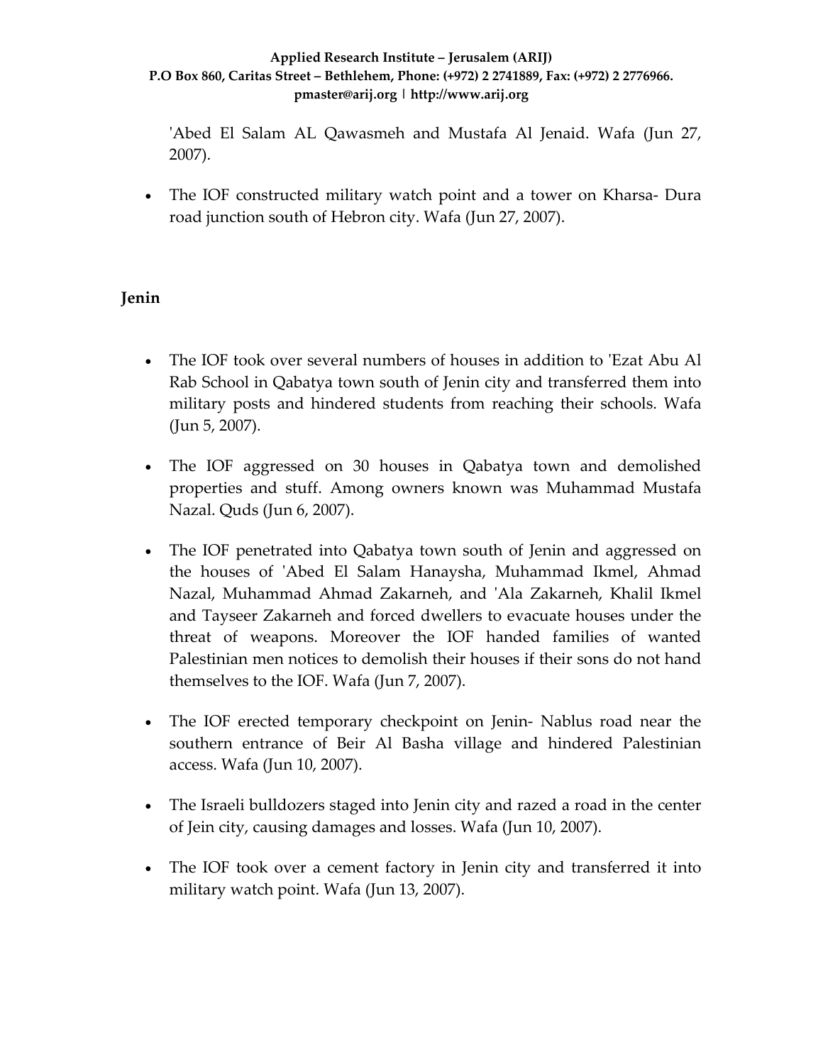'Abed El Salam AL Qawasmeh and Mustafa Al Jenaid. Wafa (Jun 27, 2007).

- The IOF constructed military watch point and a tower on Kharsa- Dura road junction south of Hebron city. Wafa (Jun 27, 2007).

## Jenin

- The IOF took over several numbers of houses in addition to 'Ezat Abu Al Rab School in Qabatya town south of Jenin city and transferred them into military posts and hindered students from reaching their schools. Wafa (Jun 5, 2007).

- The IOF aggressed on 30 houses in Qabatya town and demolished properties and stuff. Among owners known was Muhammad Mustafa Nazal. Quds (Jun 6, 2007).

- The IOF penetrated into Qabatya town south of Jenin and aggressed on the houses of 'Abed El Salam Hanaysha, Muhammad Ikmel, Ahmad Nazal, Muhammad Ahmad Zakarneh, and 'Ala Zakarneh, Khalil Ikmel and Tayseer Zakarneh and forced dwellers to evacuate houses under the threat of weapons. Moreover the IOF handed families of wanted Palestinian men notices to demolish their houses if their sons do not hand themselves to the IOF. Wafa (Jun 7, 2007).

- The IOF erected temporary checkpoint on Jenin- Nablus road near the southern entrance of Beir Al Basha village and hindered Palestinian access. Wafa (Jun 10, 2007).

- The Israeli bulldozers staged into Jenin city and razed a road in the center of Jein city, causing damages and losses. Wafa (Jun 10, 2007).

- The IOF took over a cement factory in Jenin city and transferred it into military watch point. Wafa (Jun 13, 2007).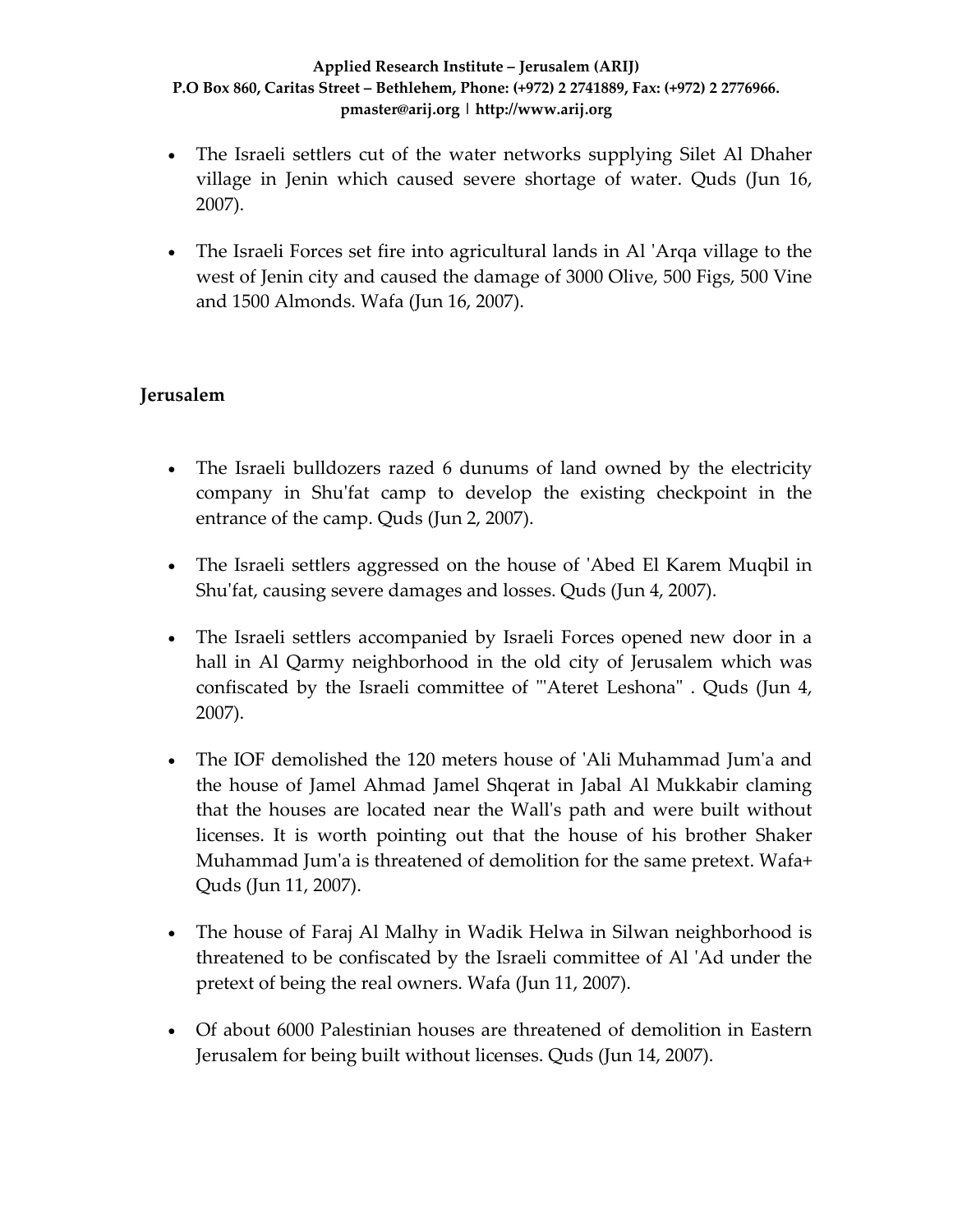- The Israeli settlers cut of the water networks supplying Silet Al Dhaher village in Jenin which caused severe shortage of water. Quds (Jun 16, 2007).

- The Israeli Forces set fire into agricultural lands in Al 'Arqa village to the west of Jenin city and caused the damage of 3000 Olive, 500 Figs, 500 Vine and 1500 Almonds. Wafa (Jun 16, 2007).

## Jerusalem

- The Israeli bulldozers razed 6 dunums of land owned by the electricity company in Shu'fat camp to develop the existing checkpoint in the entrance of the camp. Quds (Jun 2, 2007).

- The Israeli settlers aggressed on the house of 'Abed El Karem Muqbil in Shu'fat, causing severe damages and losses. Quds (Jun 4, 2007).

- The Israeli settlers accompanied by Israeli Forces opened new door in a hall in Al Qarmy neighborhood in the old city of Jerusalem which was confiscated by the Israeli committee of "'Ateret Leshona" . Quds (Jun 4, 2007).

- The IOF demolished the 120 meters house of 'Ali Muhammad Jum'a and the house of Jamel Ahmad Jamel Shqerat in Jabal Al Mukkabir claming that the houses are located near the Wall's path and were built without licenses. It is worth pointing out that the house of his brother Shaker Muhammad Jum'a is threatened of demolition for the same pretext. Wafa+ Quds (Jun 11, 2007).

- The house of Faraj Al Malhy in Wadik Helwa in Silwan neighborhood is threatened to be confiscated by the Israeli committee of Al 'Ad under the pretext of being the real owners. Wafa (Jun 11, 2007).

- Of about 6000 Palestinian houses are threatened of demolition in Eastern Jerusalem for being built without licenses. Quds (Jun 14, 2007).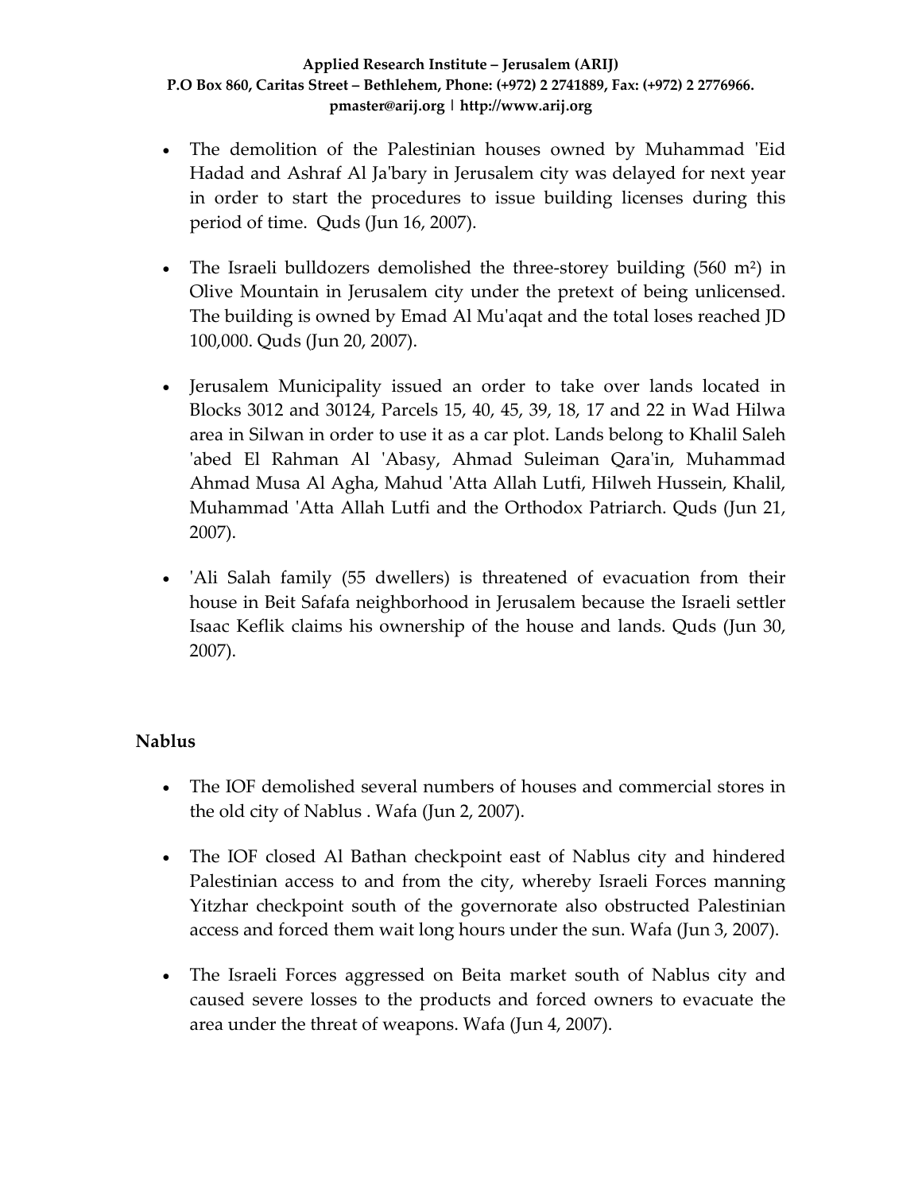- The demolition of the Palestinian houses owned by Muhammad 'Eid Hadad and Ashraf Al Ja'bary in Jerusalem city was delayed for next year in order to start the procedures to issue building licenses during this period of time. Quds (Jun 16, 2007).

- The Israeli bulldozers demolished the three-storey building (560 m²) in Olive Mountain in Jerusalem city under the pretext of being unlicensed. The building is owned by Emad Al Mu'aqat and the total loses reached JD 100,000. Quds (Jun 20, 2007).

- Jerusalem Municipality issued an order to take over lands located in Blocks 3012 and 30124, Parcels 15, 40, 45, 39, 18, 17 and 22 in Wad Hilwa area in Silwan in order to use it as a car plot. Lands belong to Khalil Saleh 'abed El Rahman Al 'Abasy, Ahmad Suleiman Qara'in, Muhammad Ahmad Musa Al Agha, Mahud 'Atta Allah Lutfi, Hilweh Hussein, Khalil, Muhammad 'Atta Allah Lutfi and the Orthodox Patriarch. Quds (Jun 21, 2007).

- 'Ali Salah family (55 dwellers) is threatened of evacuation from their house in Beit Safafa neighborhood in Jerusalem because the Israeli settler Isaac Keflik claims his ownership of the house and lands. Quds (Jun 30, 2007).

**Nablus**

- The IOF demolished several numbers of houses and commercial stores in the old city of Nablus . Wafa (Jun 2, 2007).

- The IOF closed Al Bathan checkpoint east of Nablus city and hindered Palestinian access to and from the city, whereby Israeli Forces manning Yitzhar checkpoint south of the governorate also obstructed Palestinian access and forced them wait long hours under the sun. Wafa (Jun 3, 2007).

- The Israeli Forces aggressed on Beita market south of Nablus city and caused severe losses to the products and forced owners to evacuate the area under the threat of weapons. Wafa (Jun 4, 2007).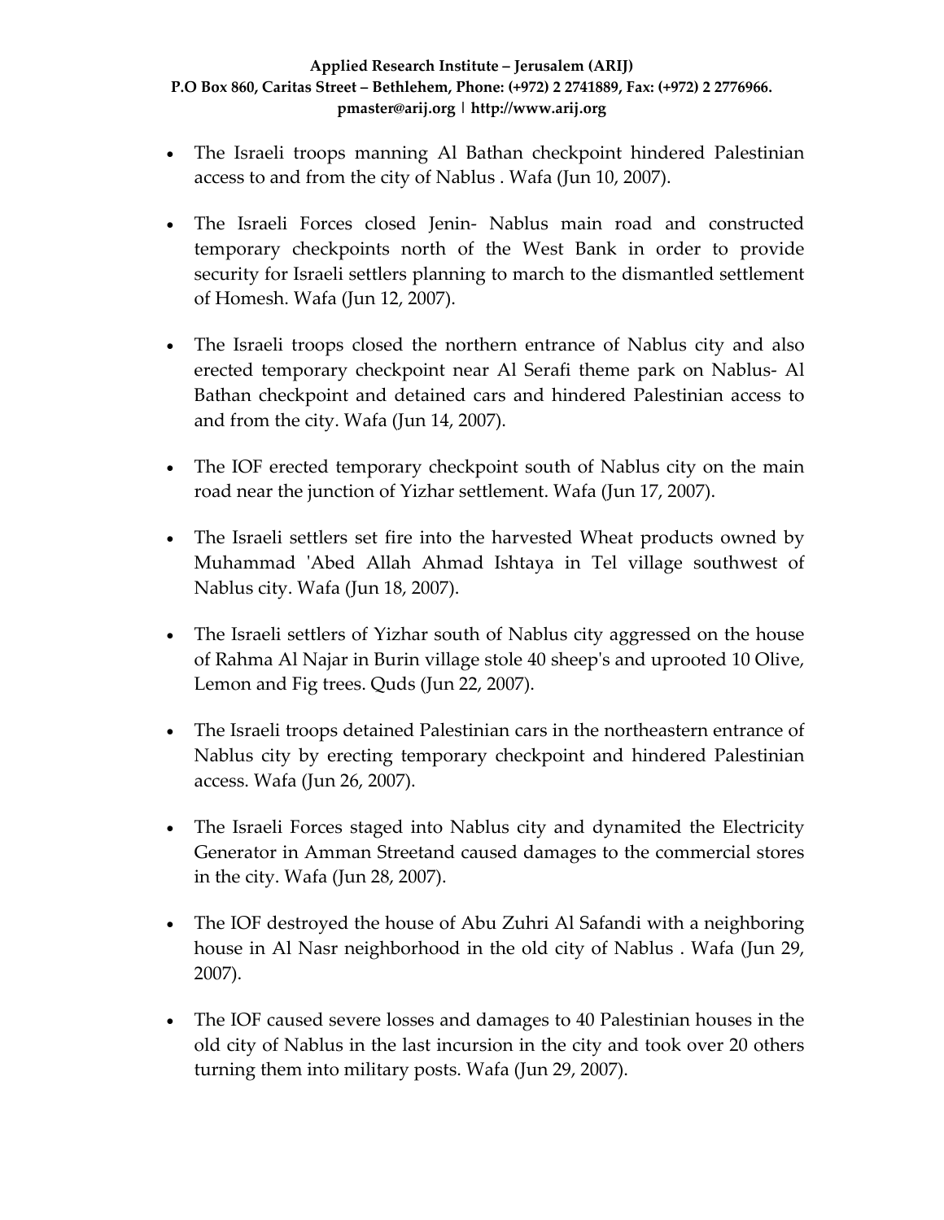- The Israeli troops manning Al Bathan checkpoint hindered Palestinian access to and from the city of Nablus . Wafa (Jun 10, 2007).

- The Israeli Forces closed Jenin- Nablus main road and constructed temporary checkpoints north of the West Bank in order to provide security for Israeli settlers planning to march to the dismantled settlement of Homesh. Wafa (Jun 12, 2007).

- The Israeli troops closed the northern entrance of Nablus city and also erected temporary checkpoint near Al Serafi theme park on Nablus- Al Bathan checkpoint and detained cars and hindered Palestinian access to and from the city. Wafa (Jun 14, 2007).

- The IOF erected temporary checkpoint south of Nablus city on the main road near the junction of Yizhar settlement. Wafa (Jun 17, 2007).

- The Israeli settlers set fire into the harvested Wheat products owned by Muhammad 'Abed Allah Ahmad Ishtaya in Tel village southwest of Nablus city. Wafa (Jun 18, 2007).

- The Israeli settlers of Yizhar south of Nablus city aggressed on the house of Rahma Al Najar in Burin village stole 40 sheep's and uprooted 10 Olive, Lemon and Fig trees. Quds (Jun 22, 2007).

- The Israeli troops detained Palestinian cars in the northeastern entrance of Nablus city by erecting temporary checkpoint and hindered Palestinian access. Wafa (Jun 26, 2007).

- The Israeli Forces staged into Nablus city and dynamited the Electricity Generator in Amman Streetand caused damages to the commercial stores in the city. Wafa (Jun 28, 2007).

- The IOF destroyed the house of Abu Zuhri Al Safandi with a neighboring house in Al Nasr neighborhood in the old city of Nablus . Wafa (Jun 29, 2007).

- The IOF caused severe losses and damages to 40 Palestinian houses in the old city of Nablus in the last incursion in the city and took over 20 others turning them into military posts. Wafa (Jun 29, 2007).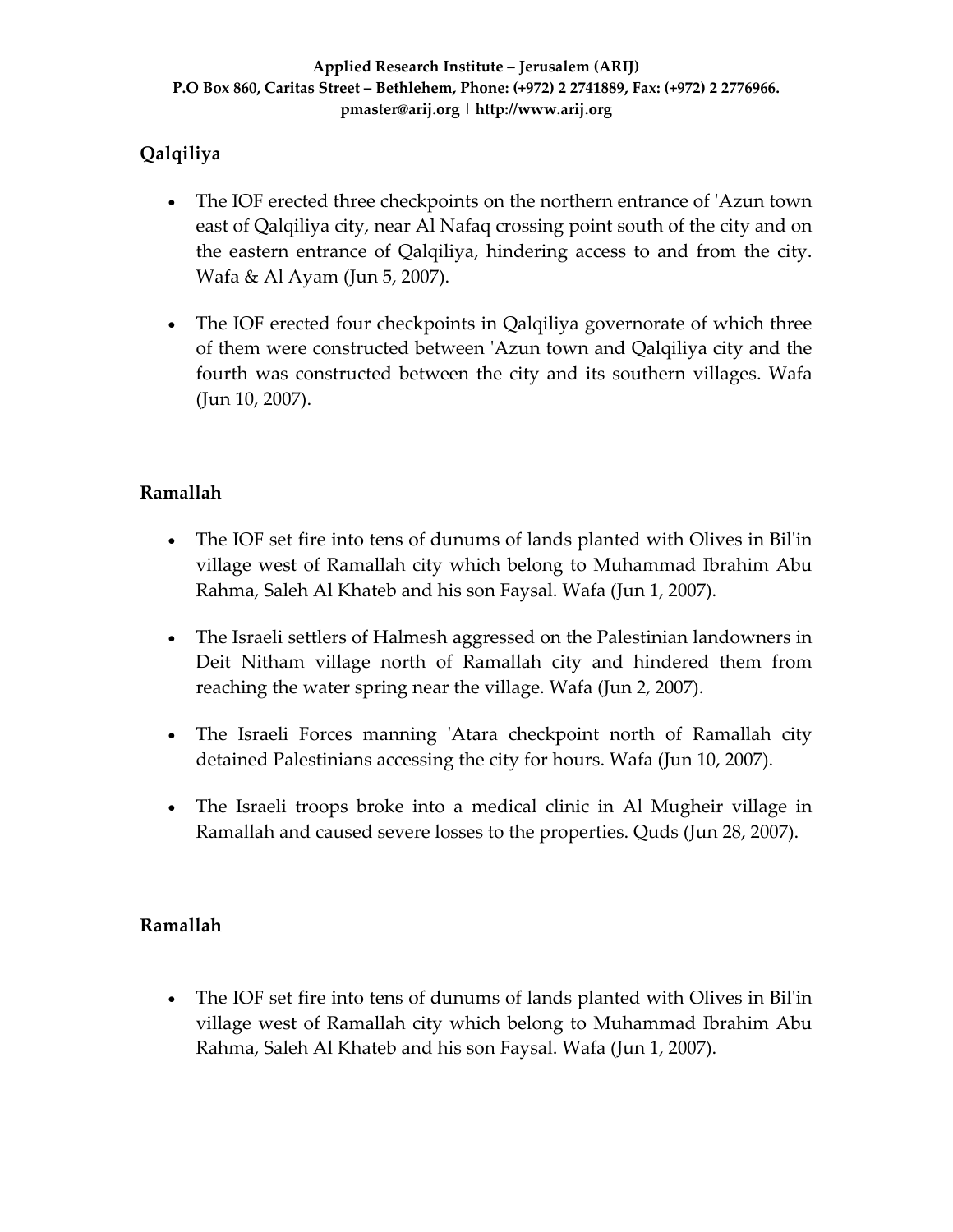## Qalqiliya

- The IOF erected three checkpoints on the northern entrance of 'Azun town east of Qalqiliya city, near Al Nafaq crossing point south of the city and on the eastern entrance of Qalqiliya, hindering access to and from the city. Wafa & Al Ayam (Jun 5, 2007).

- The IOF erected four checkpoints in Qalqiliya governorate of which three of them were constructed between 'Azun town and Qalqiliya city and the fourth was constructed between the city and its southern villages. Wafa (Jun 10, 2007).

## Ramallah

- The IOF set fire into tens of dunums of lands planted with Olives in Bil'in village west of Ramallah city which belong to Muhammad Ibrahim Abu Rahma, Saleh Al Khateb and his son Faysal. Wafa (Jun 1, 2007).

- The Israeli settlers of Halmesh aggressed on the Palestinian landowners in Deit Nitham village north of Ramallah city and hindered them from reaching the water spring near the village. Wafa (Jun 2, 2007).

- The Israeli Forces manning 'Atara checkpoint north of Ramallah city detained Palestinians accessing the city for hours. Wafa (Jun 10, 2007).

- The Israeli troops broke into a medical clinic in Al Mugheir village in Ramallah and caused severe losses to the properties. Quds (Jun 28, 2007).

## Ramallah

- The IOF set fire into tens of dunums of lands planted with Olives in Bil'in village west of Ramallah city which belong to Muhammad Ibrahim Abu Rahma, Saleh Al Khateb and his son Faysal. Wafa (Jun 1, 2007).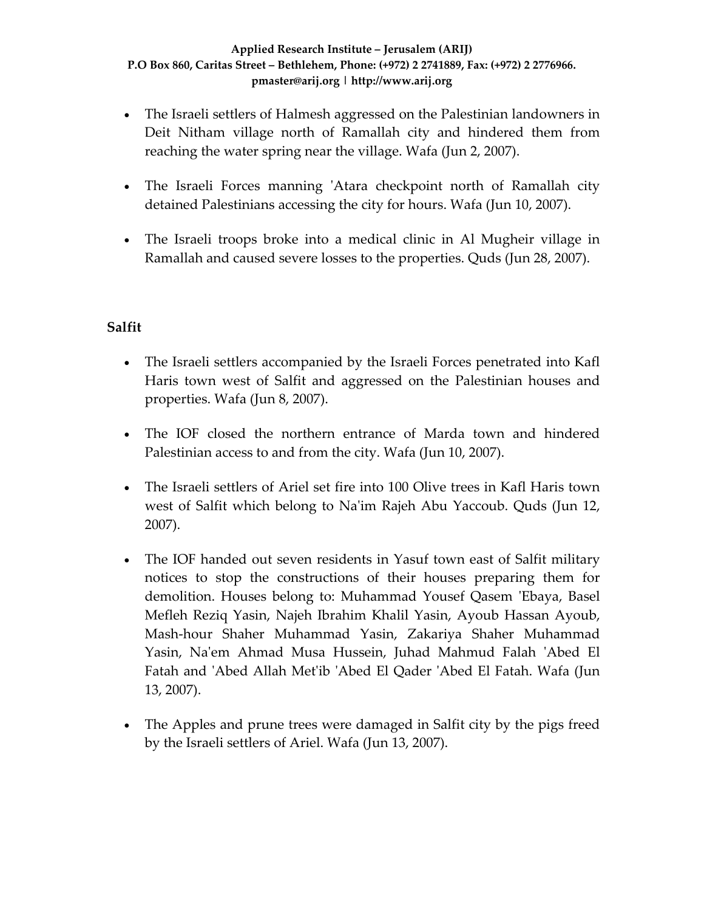- The Israeli settlers of Halmesh aggressed on the Palestinian landowners in Deit Nitham village north of Ramallah city and hindered them from reaching the water spring near the village. Wafa (Jun 2, 2007).

- The Israeli Forces manning 'Atara checkpoint north of Ramallah city detained Palestinians accessing the city for hours. Wafa (Jun 10, 2007).

- The Israeli troops broke into a medical clinic in Al Mugheir village in Ramallah and caused severe losses to the properties. Quds (Jun 28, 2007).

**Salfit**

- The Israeli settlers accompanied by the Israeli Forces penetrated into Kafl Haris town west of Salfit and aggressed on the Palestinian houses and properties. Wafa (Jun 8, 2007).

- The IOF closed the northern entrance of Marda town and hindered Palestinian access to and from the city. Wafa (Jun 10, 2007).

- The Israeli settlers of Ariel set fire into 100 Olive trees in Kafl Haris town west of Salfit which belong to Na'im Rajeh Abu Yaccoub. Quds (Jun 12, 2007).

- The IOF handed out seven residents in Yasuf town east of Salfit military notices to stop the constructions of their houses preparing them for demolition. Houses belong to: Muhammad Yousef Qasem 'Ebaya, Basel Mefleh Reziq Yasin, Najeh Ibrahim Khalil Yasin, Ayoub Hassan Ayoub, Mash-hour Shaher Muhammad Yasin, Zakariya Shaher Muhammad Yasin, Na'em Ahmad Musa Hussein, Juhad Mahmud Falah 'Abed El Fatah and 'Abed Allah Met'ib 'Abed El Qader 'Abed El Fatah. Wafa (Jun 13, 2007).

- The Apples and prune trees were damaged in Salfit city by the pigs freed by the Israeli settlers of Ariel. Wafa (Jun 13, 2007).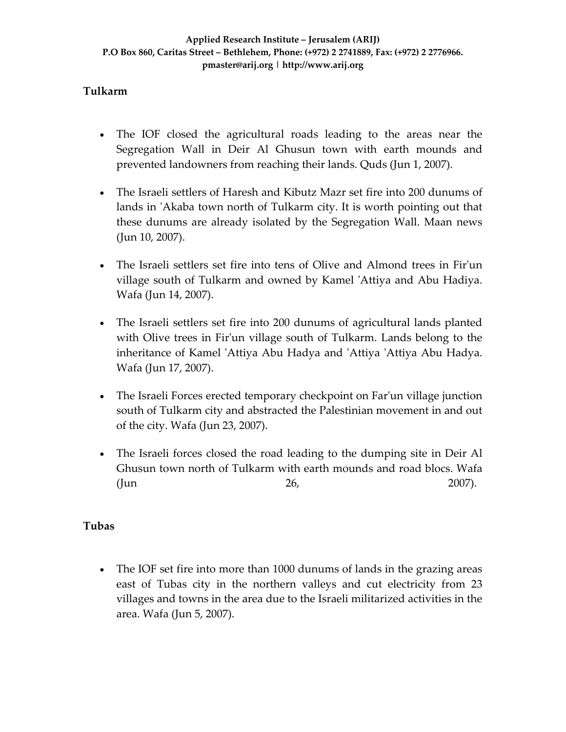## Tulkarm

- The IOF closed the agricultural roads leading to the areas near the Segregation Wall in Deir Al Ghusun town with earth mounds and prevented landowners from reaching their lands. Quds (Jun 1, 2007).
- The Israeli settlers of Haresh and Kibutz Mazr set fire into 200 dunums of lands in 'Akaba town north of Tulkarm city. It is worth pointing out that these dunums are already isolated by the Segregation Wall. Maan news (Jun 10, 2007).
- The Israeli settlers set fire into tens of Olive and Almond trees in Fir'un village south of Tulkarm and owned by Kamel 'Attiya and Abu Hadiya. Wafa (Jun 14, 2007).
- The Israeli settlers set fire into 200 dunums of agricultural lands planted with Olive trees in Fir'un village south of Tulkarm. Lands belong to the inheritance of Kamel 'Attiya Abu Hadya and 'Attiya 'Attiya Abu Hadya. Wafa (Jun 17, 2007).
- The Israeli Forces erected temporary checkpoint on Far'un village junction south of Tulkarm city and abstracted the Palestinian movement in and out of the city. Wafa (Jun 23, 2007).
- The Israeli forces closed the road leading to the dumping site in Deir Al Ghusun town north of Tulkarm with earth mounds and road blocs. Wafa (Jun 26, 2007).

## Tubas

- The IOF set fire into more than 1000 dunums of lands in the grazing areas east of Tubas city in the northern valleys and cut electricity from 23 villages and towns in the area due to the Israeli militarized activities in the area. Wafa (Jun 5, 2007).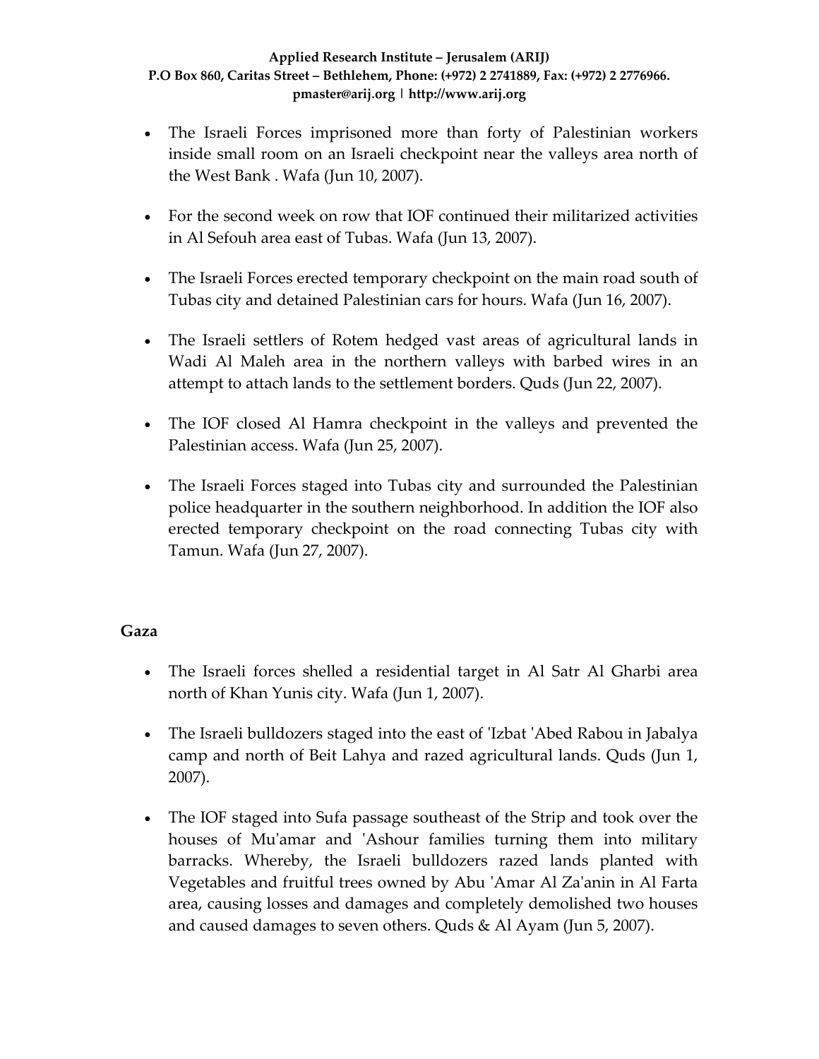- The Israeli Forces imprisoned more than forty of Palestinian workers inside small room on an Israeli checkpoint near the valleys area north of the West Bank . Wafa (Jun 10, 2007).

- For the second week on row that IOF continued their militarized activities in Al Sefouh area east of Tubas. Wafa (Jun 13, 2007).

- The Israeli Forces erected temporary checkpoint on the main road south of Tubas city and detained Palestinian cars for hours. Wafa (Jun 16, 2007).

- The Israeli settlers of Rotem hedged vast areas of agricultural lands in Wadi Al Maleh area in the northern valleys with barbed wires in an attempt to attach lands to the settlement borders. Quds (Jun 22, 2007).

- The IOF closed Al Hamra checkpoint in the valleys and prevented the Palestinian access. Wafa (Jun 25, 2007).

- The Israeli Forces staged into Tubas city and surrounded the Palestinian police headquarter in the southern neighborhood. In addition the IOF also erected temporary checkpoint on the road connecting Tubas city with Tamun. Wafa (Jun 27, 2007).

### Gaza

- The Israeli forces shelled a residential target in Al Satr Al Gharbi area north of Khan Yunis city. Wafa (Jun 1, 2007).

- The Israeli bulldozers staged into the east of 'Izbat 'Abed Rabou in Jabalya camp and north of Beit Lahya and razed agricultural lands. Quds (Jun 1, 2007).

- The IOF staged into Sufa passage southeast of the Strip and took over the houses of Mu'amar and 'Ashour families turning them into military barracks. Whereby, the Israeli bulldozers razed lands planted with Vegetables and fruitful trees owned by Abu 'Amar Al Za'anin in Al Farta area, causing losses and damages and completely demolished two houses and caused damages to seven others. Quds & Al Ayam (Jun 5, 2007).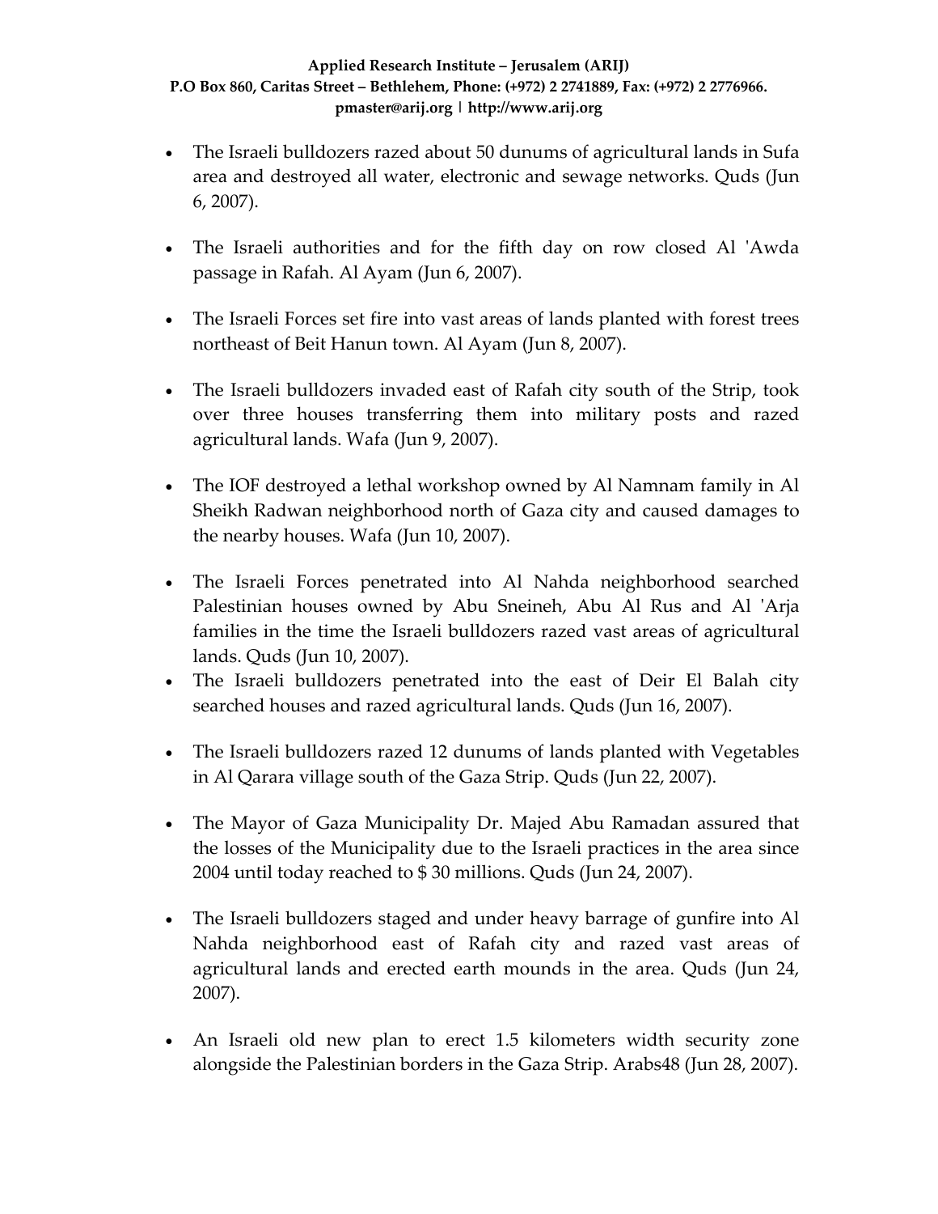- The Israeli bulldozers razed about 50 dunums of agricultural lands in Sufa area and destroyed all water, electronic and sewage networks. Quds (Jun 6, 2007).

- The Israeli authorities and for the fifth day on row closed Al 'Awda passage in Rafah. Al Ayam (Jun 6, 2007).

- The Israeli Forces set fire into vast areas of lands planted with forest trees northeast of Beit Hanun town. Al Ayam (Jun 8, 2007).

- The Israeli bulldozers invaded east of Rafah city south of the Strip, took over three houses transferring them into military posts and razed agricultural lands. Wafa (Jun 9, 2007).

- The IOF destroyed a lethal workshop owned by Al Namnam family in Al Sheikh Radwan neighborhood north of Gaza city and caused damages to the nearby houses. Wafa (Jun 10, 2007).

- The Israeli Forces penetrated into Al Nahda neighborhood searched Palestinian houses owned by Abu Sneineh, Abu Al Rus and Al 'Arja families in the time the Israeli bulldozers razed vast areas of agricultural lands. Quds (Jun 10, 2007).
- The Israeli bulldozers penetrated into the east of Deir El Balah city searched houses and razed agricultural lands. Quds (Jun 16, 2007).

- The Israeli bulldozers razed 12 dunums of lands planted with Vegetables in Al Qarara village south of the Gaza Strip. Quds (Jun 22, 2007).

- The Mayor of Gaza Municipality Dr. Majed Abu Ramadan assured that the losses of the Municipality due to the Israeli practices in the area since 2004 until today reached to $ 30 millions. Quds (Jun 24, 2007).

- The Israeli bulldozers staged and under heavy barrage of gunfire into Al Nahda neighborhood east of Rafah city and razed vast areas of agricultural lands and erected earth mounds in the area. Quds (Jun 24, 2007).

- An Israeli old new plan to erect 1.5 kilometers width security zone alongside the Palestinian borders in the Gaza Strip. Arabs48 (Jun 28, 2007).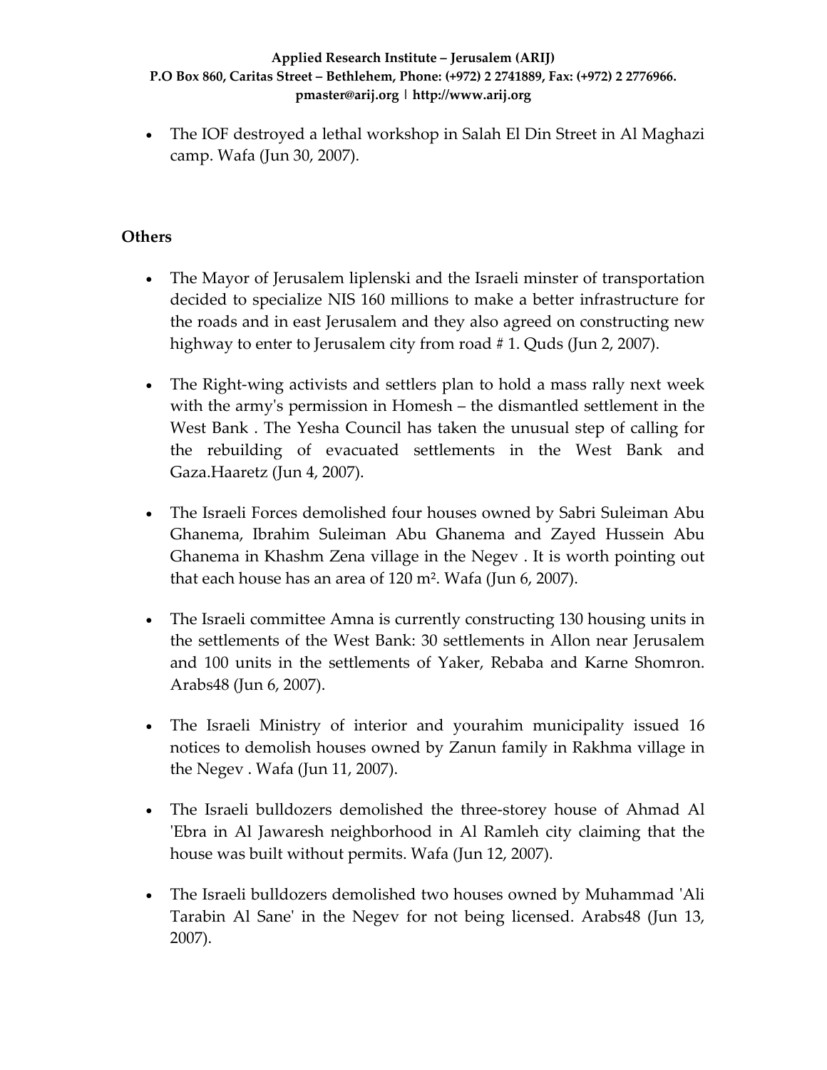- The IOF destroyed a lethal workshop in Salah El Din Street in Al Maghazi camp. Wafa (Jun 30, 2007).

## Others

- The Mayor of Jerusalem liplenski and the Israeli minster of transportation decided to specialize NIS 160 millions to make a better infrastructure for the roads and in east Jerusalem and they also agreed on constructing new highway to enter to Jerusalem city from road # 1. Quds (Jun 2, 2007).

- The Right-wing activists and settlers plan to hold a mass rally next week with the army's permission in Homesh – the dismantled settlement in the West Bank . The Yesha Council has taken the unusual step of calling for the rebuilding of evacuated settlements in the West Bank and Gaza.Haaretz (Jun 4, 2007).

- The Israeli Forces demolished four houses owned by Sabri Suleiman Abu Ghanema, Ibrahim Suleiman Abu Ghanema and Zayed Hussein Abu Ghanema in Khashm Zena village in the Negev . It is worth pointing out that each house has an area of 120 m². Wafa (Jun 6, 2007).

- The Israeli committee Amna is currently constructing 130 housing units in the settlements of the West Bank: 30 settlements in Allon near Jerusalem and 100 units in the settlements of Yaker, Rebaba and Karne Shomron. Arabs48 (Jun 6, 2007).

- The Israeli Ministry of interior and yourahim municipality issued 16 notices to demolish houses owned by Zanun family in Rakhma village in the Negev . Wafa (Jun 11, 2007).

- The Israeli bulldozers demolished the three-storey house of Ahmad Al 'Ebra in Al Jawaresh neighborhood in Al Ramleh city claiming that the house was built without permits. Wafa (Jun 12, 2007).

- The Israeli bulldozers demolished two houses owned by Muhammad 'Ali Tarabin Al Sane' in the Negev for not being licensed. Arabs48 (Jun 13, 2007).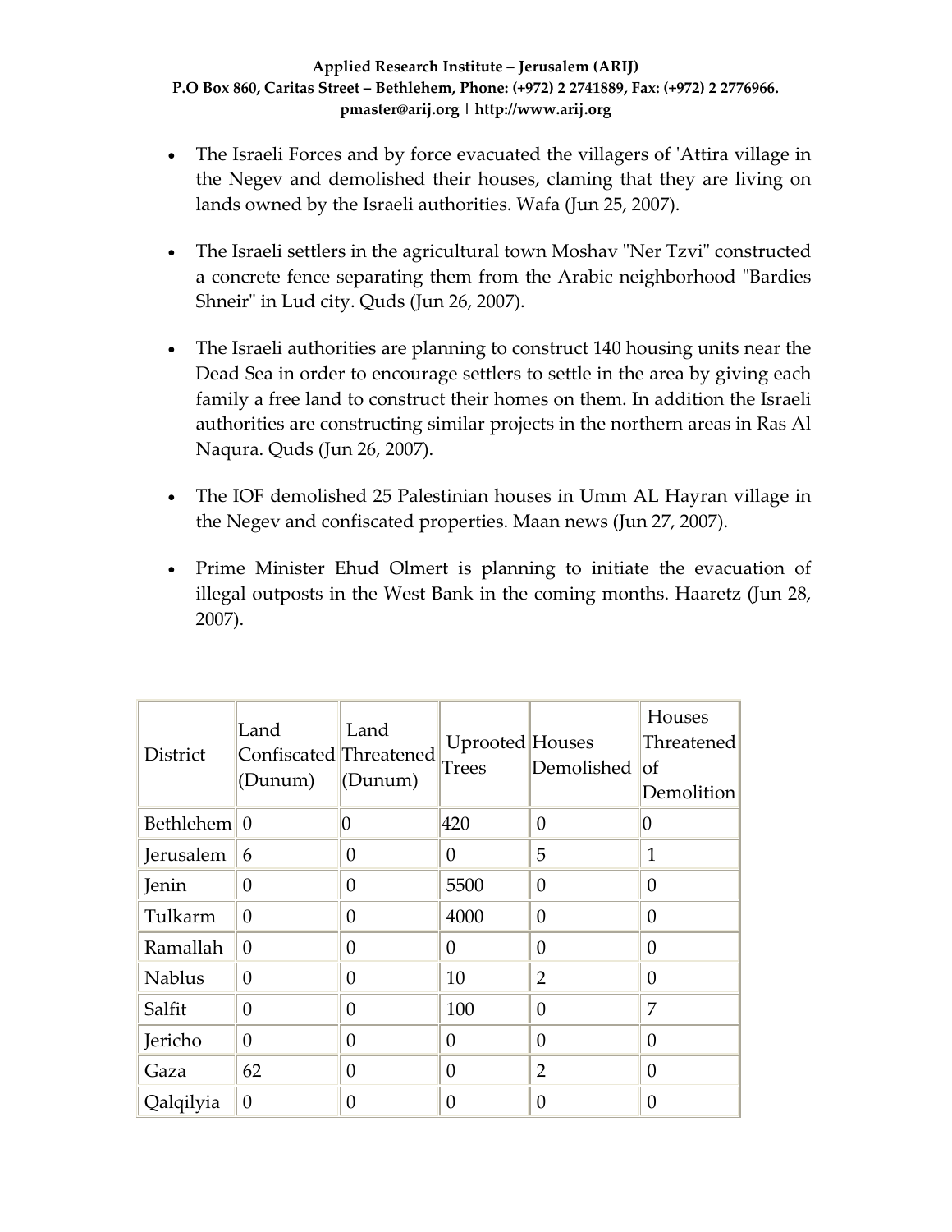- The Israeli Forces and by force evacuated the villagers of 'Attira village in the Negev and demolished their houses, claming that they are living on lands owned by the Israeli authorities. Wafa (Jun 25, 2007).

- The Israeli settlers in the agricultural town Moshav "Ner Tzvi" constructed a concrete fence separating them from the Arabic neighborhood "Bardies Shneir" in Lud city. Quds (Jun 26, 2007).

- The Israeli authorities are planning to construct 140 housing units near the Dead Sea in order to encourage settlers to settle in the area by giving each family a free land to construct their homes on them. In addition the Israeli authorities are constructing similar projects in the northern areas in Ras Al Naqura. Quds (Jun 26, 2007).

- The IOF demolished 25 Palestinian houses in Umm AL Hayran village in the Negev and confiscated properties. Maan news (Jun 27, 2007).

- Prime Minister Ehud Olmert is planning to initiate the evacuation of illegal outposts in the West Bank in the coming months. Haaretz (Jun 28, 2007).

| District | Land Confiscated (Dunum) | Land Threatened (Dunum) | Uprooted Trees | Houses Demolished | Houses Threatened of Demolition |
|---|---|---|---|---|---|
| Bethlehem | 0 | 0 | 420 | 0 | 0 |
| Jerusalem | 6 | 0 | 0 | 5 | 1 |
| Jenin | 0 | 0 | 5500 | 0 | 0 |
| Tulkarm | 0 | 0 | 4000 | 0 | 0 |
| Ramallah | 0 | 0 | 0 | 0 | 0 |
| Nablus | 0 | 0 | 10 | 2 | 0 |
| Salfit | 0 | 0 | 100 | 0 | 7 |
| Jericho | 0 | 0 | 0 | 0 | 0 |
| Gaza | 62 | 0 | 0 | 2 | 0 |
| Qalqilyia | 0 | 0 | 0 | 0 | 0 |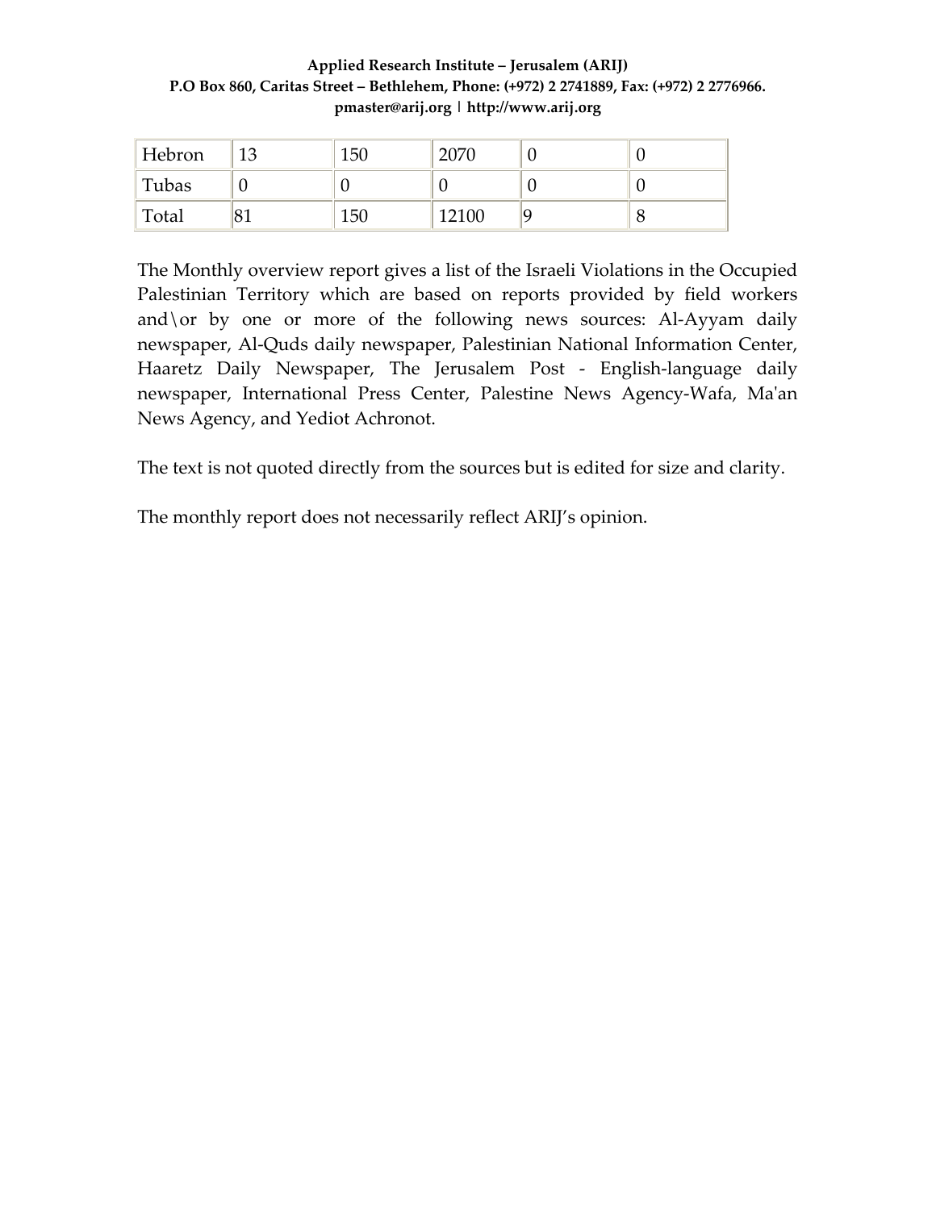| | | | | | |
|---|---|---|---|---|---|
| Hebron | 13 | 150 | 2070 | 0 | 0 |
| Tubas | 0 | 0 | 0 | 0 | 0 |
| Total | 81 | 150 | 12100 | 9 | 8 |

The Monthly overview report gives a list of the Israeli Violations in the Occupied Palestinian Territory which are based on reports provided by field workers and\or by one or more of the following news sources: Al-Ayyam daily newspaper, Al-Quds daily newspaper, Palestinian National Information Center, Haaretz Daily Newspaper, The Jerusalem Post - English-language daily newspaper, International Press Center, Palestine News Agency-Wafa, Ma'an News Agency, and Yediot Achronot.

The text is not quoted directly from the sources but is edited for size and clarity.

The monthly report does not necessarily reflect ARIJ's opinion.